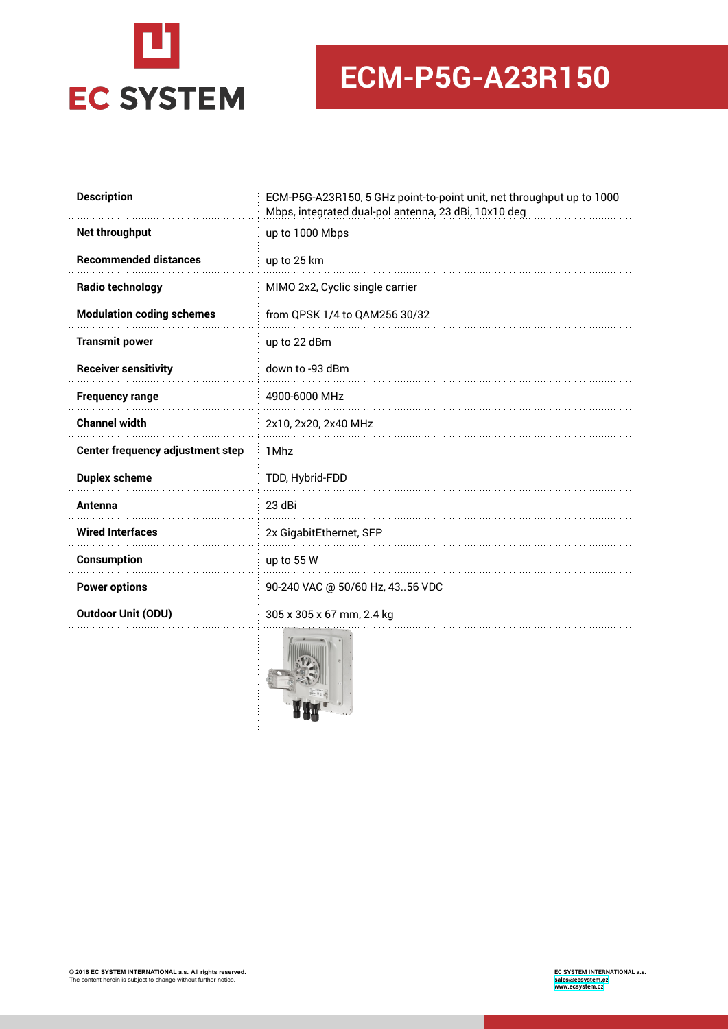EC SYSTEM

# ECM-P5G-A23R150

| | |
|---|---|
| **Description** | ECM-P5G-A23R150, 5 GHz point-to-point unit, net throughput up to 1000 Mbps, integrated dual-pol antenna, 23 dBi, 10x10 deg |
| **Net throughput** | up to 1000 Mbps |
| **Recommended distances** | up to 25 km |
| **Radio technology** | MIMO 2x2, Cyclic single carrier |
| **Modulation coding schemes** | from QPSK 1/4 to QAM256 30/32 |
| **Transmit power** | up to 22 dBm |
| **Receiver sensitivity** | down to -93 dBm |
| **Frequency range** | 4900-6000 MHz |
| **Channel width** | 2x10, 2x20, 2x40 MHz |
| **Center frequency adjustment step** | 1Mhz |
| **Duplex scheme** | TDD, Hybrid-FDD |
| **Antenna** | 23 dBi |
| **Wired Interfaces** | 2x GigabitEthernet, SFP |
| **Consumption** | up to 55 W |
| **Power options** | 90-240 VAC @ 50/60 Hz, 43..56 VDC |
| **Outdoor Unit (ODU)** | 305 x 305 x 67 mm, 2.4 kg |

**© 2018 EC SYSTEM INTERNATIONAL a.s. All rights reserved.**
The content herein is subject to change without further notice.

**EC SYSTEM INTERNATIONAL a.s.**
sales@ecsystem.cz
www.ecsystem.cz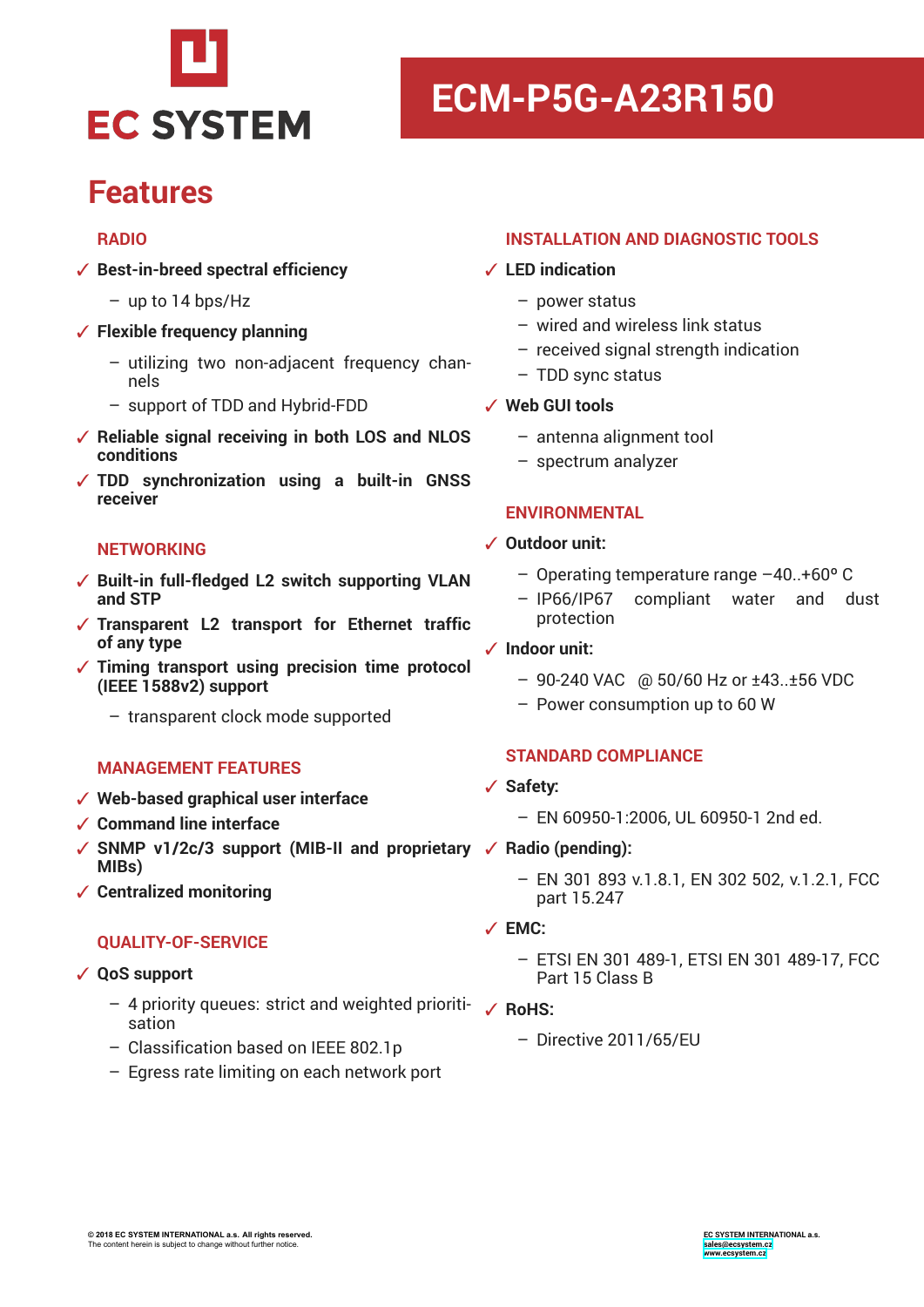EC SYSTEM

# ECM-P5G-A23R150

## Features

### RADIO

- **Best-in-breed spectral efficiency**
  - up to 14 bps/Hz
- **Flexible frequency planning**
  - utilizing two non-adjacent frequency channels
  - support of TDD and Hybrid-FDD
- **Reliable signal receiving in both LOS and NLOS conditions**
- **TDD synchronization using a built-in GNSS receiver**

### NETWORKING

- **Built-in full-fledged L2 switch supporting VLAN and STP**
- **Transparent L2 transport for Ethernet traffic of any type**
- **Timing transport using precision time protocol (IEEE 1588v2) support**
  - transparent clock mode supported

### MANAGEMENT FEATURES

- **Web-based graphical user interface**
- **Command line interface**
- **SNMP v1/2c/3 support (MIB-II and proprietary MIBs)**
- **Centralized monitoring**

### QUALITY-OF-SERVICE

- **QoS support**
  - 4 priority queues: strict and weighted prioritisation
  - Classification based on IEEE 802.1p
  - Egress rate limiting on each network port

### INSTALLATION AND DIAGNOSTIC TOOLS

- **LED indication**
  - power status
  - wired and wireless link status
  - received signal strength indication
  - TDD sync status
- **Web GUI tools**
  - antenna alignment tool
  - spectrum analyzer

### ENVIRONMENTAL

- **Outdoor unit:**
  - Operating temperature range –40..+60º C
  - IP66/IP67 compliant water and dust protection
- **Indoor unit:**
  - 90-240 VAC @ 50/60 Hz or ±43..±56 VDC
  - Power consumption up to 60 W

### STANDARD COMPLIANCE

- **Safety:**
  - EN 60950-1:2006, UL 60950-1 2nd ed.
- **Radio (pending):**
  - EN 301 893 v.1.8.1, EN 302 502, v.1.2.1, FCC part 15.247
- **EMC:**
  - ETSI EN 301 489-1, ETSI EN 301 489-17, FCC Part 15 Class B
- **RoHS:**
  - Directive 2011/65/EU

© 2018 EC SYSTEM INTERNATIONAL a.s. All rights reserved.
The content herein is subject to change without further notice.

EC SYSTEM INTERNATIONAL a.s.
sales@ecsystem.cz
www.ecsystem.cz